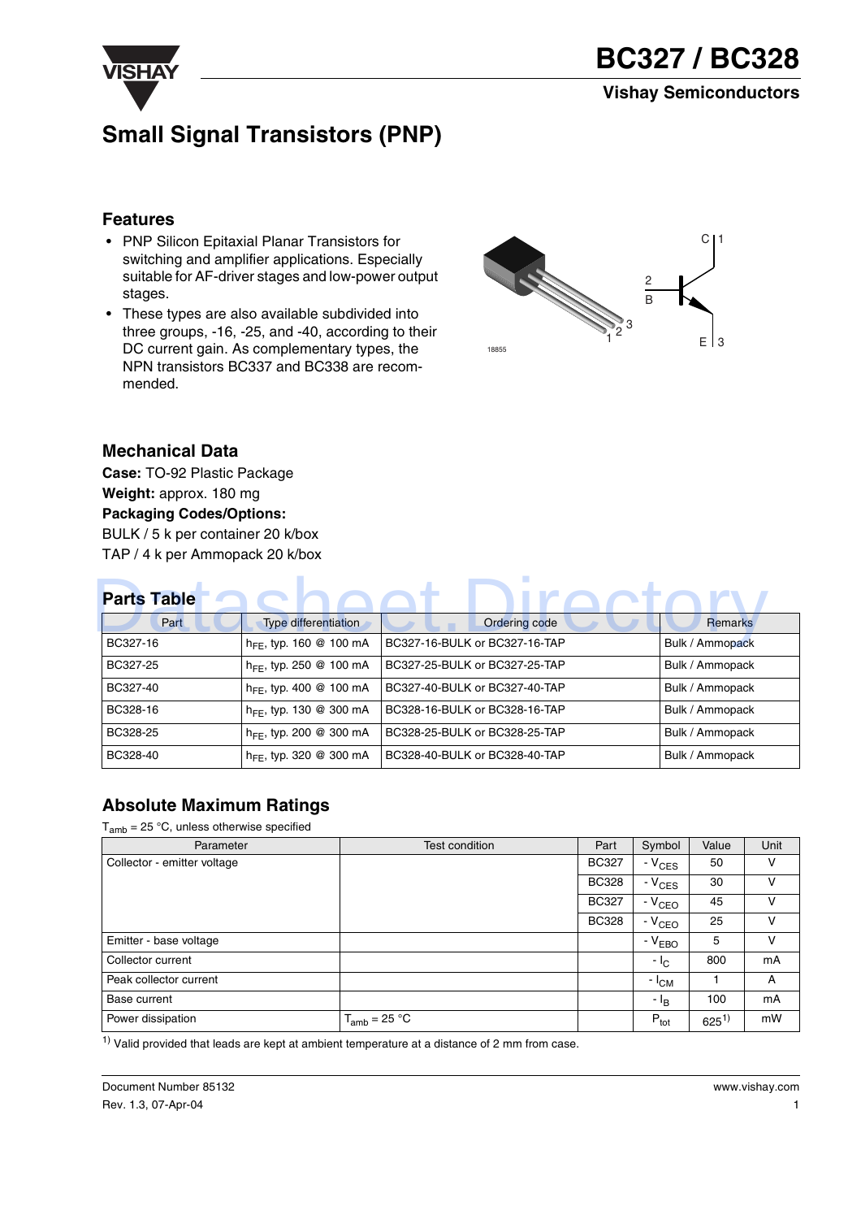# BC327 / BC328

Vishay Semiconductors

## Small Signal Transistors (PNP)

### Features

- PNP Silicon Epitaxial Planar Transistors for switching and amplifier applications. Especially suitable for AF-driver stages and low-power output stages.
- These types are also available subdivided into three groups, -16, -25, and -40, according to their DC current gain. As complementary types, the NPN transistors BC337 and BC338 are recommended.

### Mechanical Data

**Case:** TO-92 Plastic Package
**Weight:** approx. 180 mg
**Packaging Codes/Options:**
BULK / 5 k per container 20 k/box
TAP / 4 k per Ammopack 20 k/box

### Parts Table

| Part | Type differentiation | Ordering code | Remarks |
|---|---|---|---|
| BC327-16 | $h_{FE}$, typ. 160 @ 100 mA | BC327-16-BULK or BC327-16-TAP | Bulk / Ammopack |
| BC327-25 | $h_{FE}$, typ. 250 @ 100 mA | BC327-25-BULK or BC327-25-TAP | Bulk / Ammopack |
| BC327-40 | $h_{FE}$, typ. 400 @ 100 mA | BC327-40-BULK or BC327-40-TAP | Bulk / Ammopack |
| BC328-16 | $h_{FE}$, typ. 130 @ 300 mA | BC328-16-BULK or BC328-16-TAP | Bulk / Ammopack |
| BC328-25 | $h_{FE}$, typ. 200 @ 300 mA | BC328-25-BULK or BC328-25-TAP | Bulk / Ammopack |
| BC328-40 | $h_{FE}$, typ. 320 @ 300 mA | BC328-40-BULK or BC328-40-TAP | Bulk / Ammopack |

### Absolute Maximum Ratings

$T_{amb}$ = 25 °C, unless otherwise specified

| Parameter | Test condition | Part | Symbol | Value | Unit |
|---|---|---|---|---|---|
| Collector - emitter voltage | | BC327 | $-V_{CES}$ | 50 | V |
| | | BC328 | $-V_{CES}$ | 30 | V |
| | | BC327 | $-V_{CEO}$ | 45 | V |
| | | BC328 | $-V_{CEO}$ | 25 | V |
| Emitter - base voltage | | | $-V_{EBO}$ | 5 | V |
| Collector current | | | $-I_C$ | 800 | mA |
| Peak collector current | | | $-I_{CM}$ | 1 | A |
| Base current | | | $-I_B$ | 100 | mA |
| Power dissipation | $T_{amb}$ = 25 °C | | $P_{tot}$ | 625[1)] | mW |

[1)] Valid provided that leads are kept at ambient temperature at a distance of 2 mm from case.

Document Number 85132
Rev. 1.3, 07-Apr-04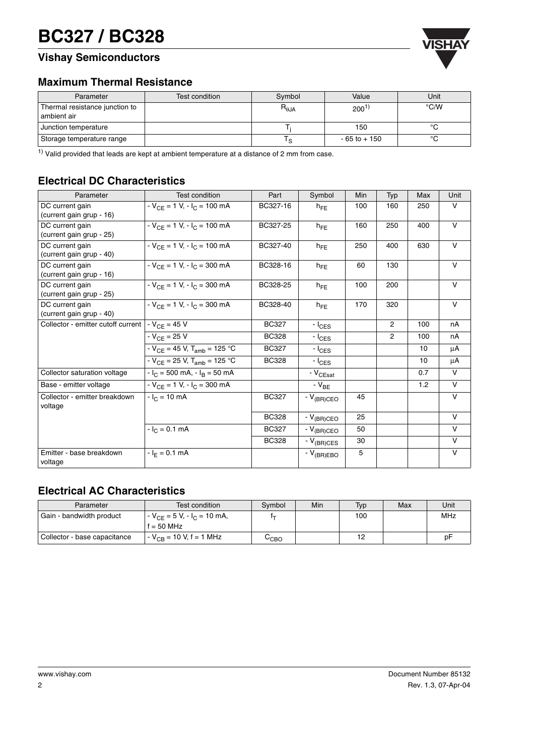## Maximum Thermal Resistance

| Parameter | Test condition | Symbol | Value | Unit |
|---|---|---|---|---|
| Thermal resistance junction to ambient air | | $R_{\theta JA}$ | 200[1] | °C/W |
| Junction temperature | | $T_j$ | 150 | °C |
| Storage temperature range | | $T_S$ | - 65 to + 150 | °C |

[1] Valid provided that leads are kept at ambient temperature at a distance of 2 mm from case.

## Electrical DC Characteristics

| Parameter | Test condition | Part | Symbol | Min | Typ | Max | Unit |
|---|---|---|---|---|---|---|---|
| DC current gain (current gain grup - 16) | $- V_{CE}$ = 1 V, $- I_C$ = 100 mA | BC327-16 | $h_{FE}$ | 100 | 160 | 250 | V |
| DC current gain (current gain grup - 25) | $- V_{CE}$ = 1 V, $- I_C$ = 100 mA | BC327-25 | $h_{FE}$ | 160 | 250 | 400 | V |
| DC current gain (current gain grup - 40) | $- V_{CE}$ = 1 V, $- I_C$ = 100 mA | BC327-40 | $h_{FE}$ | 250 | 400 | 630 | V |
| DC current gain (current gain grup - 16) | $- V_{CE}$ = 1 V, $- I_C$ = 300 mA | BC328-16 | $h_{FE}$ | 60 | 130 | | V |
| DC current gain (current gain grup - 25) | $- V_{CE}$ = 1 V, $- I_C$ = 300 mA | BC328-25 | $h_{FE}$ | 100 | 200 | | V |
| DC current gain (current gain grup - 40) | $- V_{CE}$ = 1 V, $- I_C$ = 300 mA | BC328-40 | $h_{FE}$ | 170 | 320 | | V |
| Collector - emitter cutoff current | $- V_{CE}$ = 45 V | BC327 | $- I_{CES}$ | | 2 | 100 | nA |
| | $- V_{CE}$ = 25 V | BC328 | $- I_{CES}$ | | 2 | 100 | nA |
| | $- V_{CE}$ = 45 V, $T_{amb}$ = 125 °C | BC327 | $- I_{CES}$ | | | 10 | µA |
| | $- V_{CE}$ = 25 V, $T_{amb}$ = 125 °C | BC328 | $- I_{CES}$ | | | 10 | µA |
| Collector saturation voltage | $- I_C$ = 500 mA, $- I_B$ = 50 mA | | $- V_{CEsat}$ | | | 0.7 | V |
| Base - emitter voltage | $- V_{CE}$ = 1 V, $- I_C$ = 300 mA | | $- V_{BE}$ | | | 1.2 | V |
| Collector - emitter breakdown voltage | $- I_C$ = 10 mA | BC327 | $- V_{(BR)CEO}$ | 45 | | | V |
| | | BC328 | $- V_{(BR)CEO}$ | 25 | | | V |
| | $- I_C$ = 0.1 mA | BC327 | $- V_{(BR)CEO}$ | 50 | | | V |
| | | BC328 | $- V_{(BR)CES}$ | 30 | | | V |
| Emitter - base breakdown voltage | $- I_E$ = 0.1 mA | | $- V_{(BR)EBO}$ | 5 | | | V |

## Electrical AC Characteristics

| Parameter | Test condition | Symbol | Min | Typ | Max | Unit |
|---|---|---|---|---|---|---|
| Gain - bandwidth product | $- V_{CE}$ = 5 V, $- I_C$ = 10 mA, f = 50 MHz | $f_T$ | | 100 | | MHz |
| Collector - base capacitance | $- V_{CB}$ = 10 V, f = 1 MHz | $C_{CBO}$ | | 12 | | pF |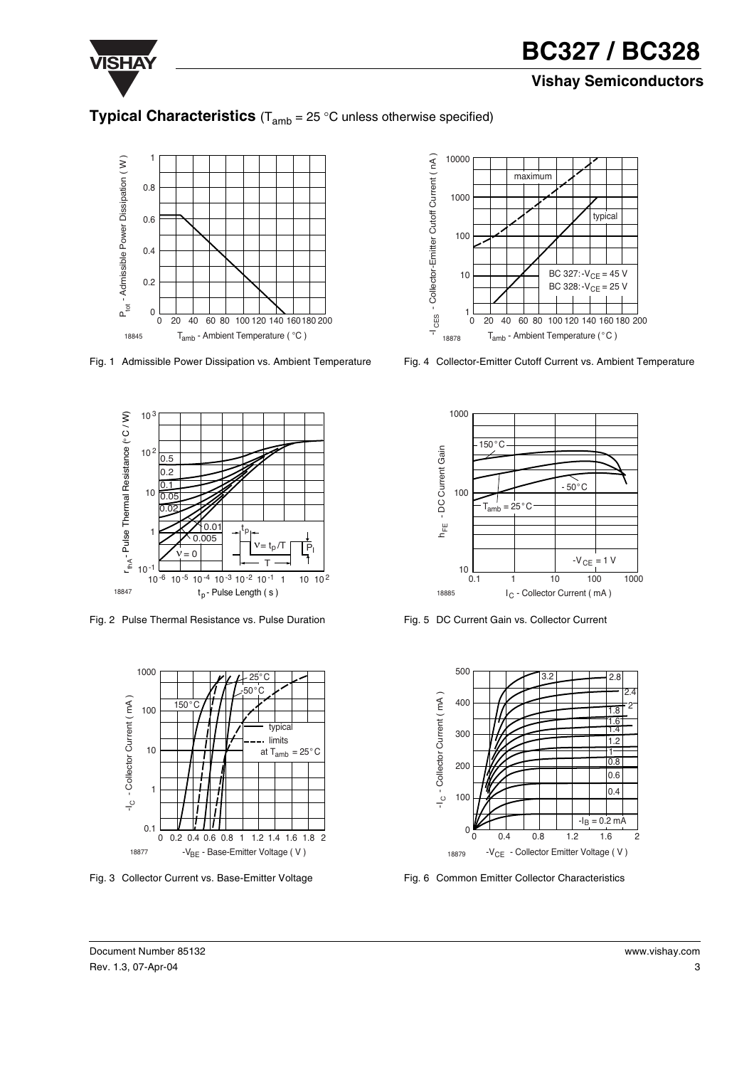## Typical Characteristics ($T_{amb}$ = 25 °C unless otherwise specified)

Fig. 1 Admissible Power Dissipation vs. Ambient Temperature

Fig. 2 Pulse Thermal Resistance vs. Pulse Duration

Fig. 3 Collector Current vs. Base-Emitter Voltage

Fig. 4 Collector-Emitter Cutoff Current vs. Ambient Temperature

Fig. 5 DC Current Gain vs. Collector Current

Fig. 6 Common Emitter Collector Characteristics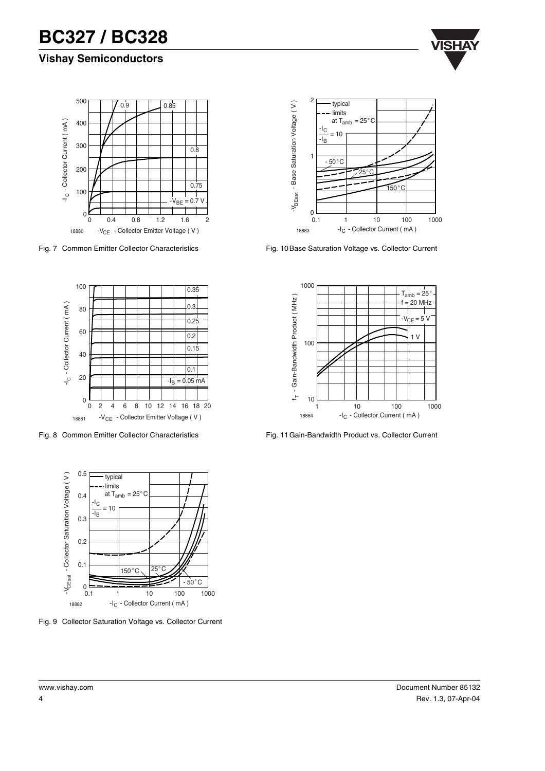Fig. 7 Common Emitter Collector Characteristics

Fig. 8 Common Emitter Collector Characteristics

Fig. 9 Collector Saturation Voltage vs. Collector Current

Fig. 10 Base Saturation Voltage vs. Collector Current

Fig. 11 Gain-Bandwidth Product vs. Collector Current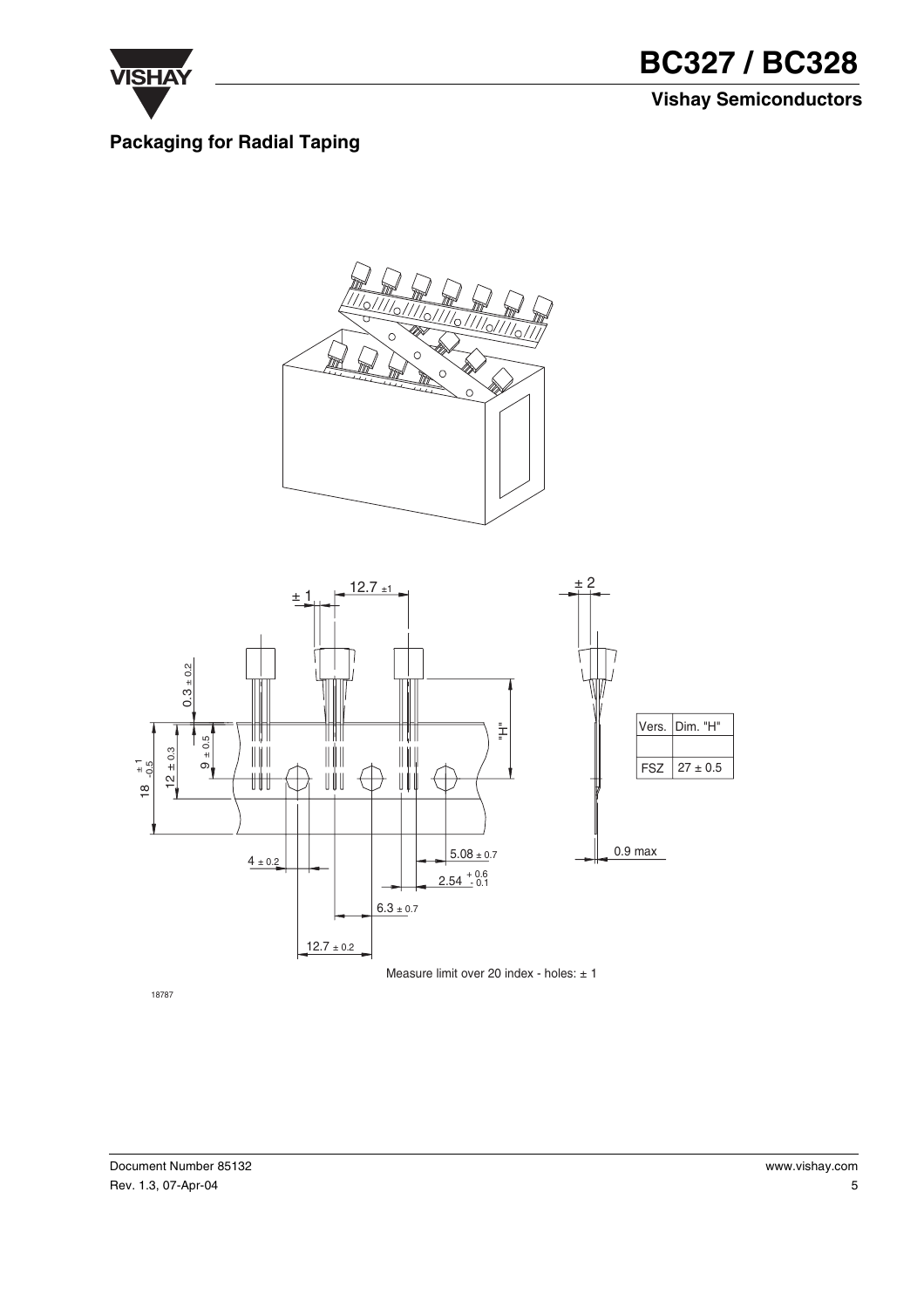## Packaging for Radial Taping

| Vers. | Dim. "H" |
|---|---|
| | |
| FSZ | 27 ± 0.5 |

Measure limit over 20 index - holes: ± 1

18787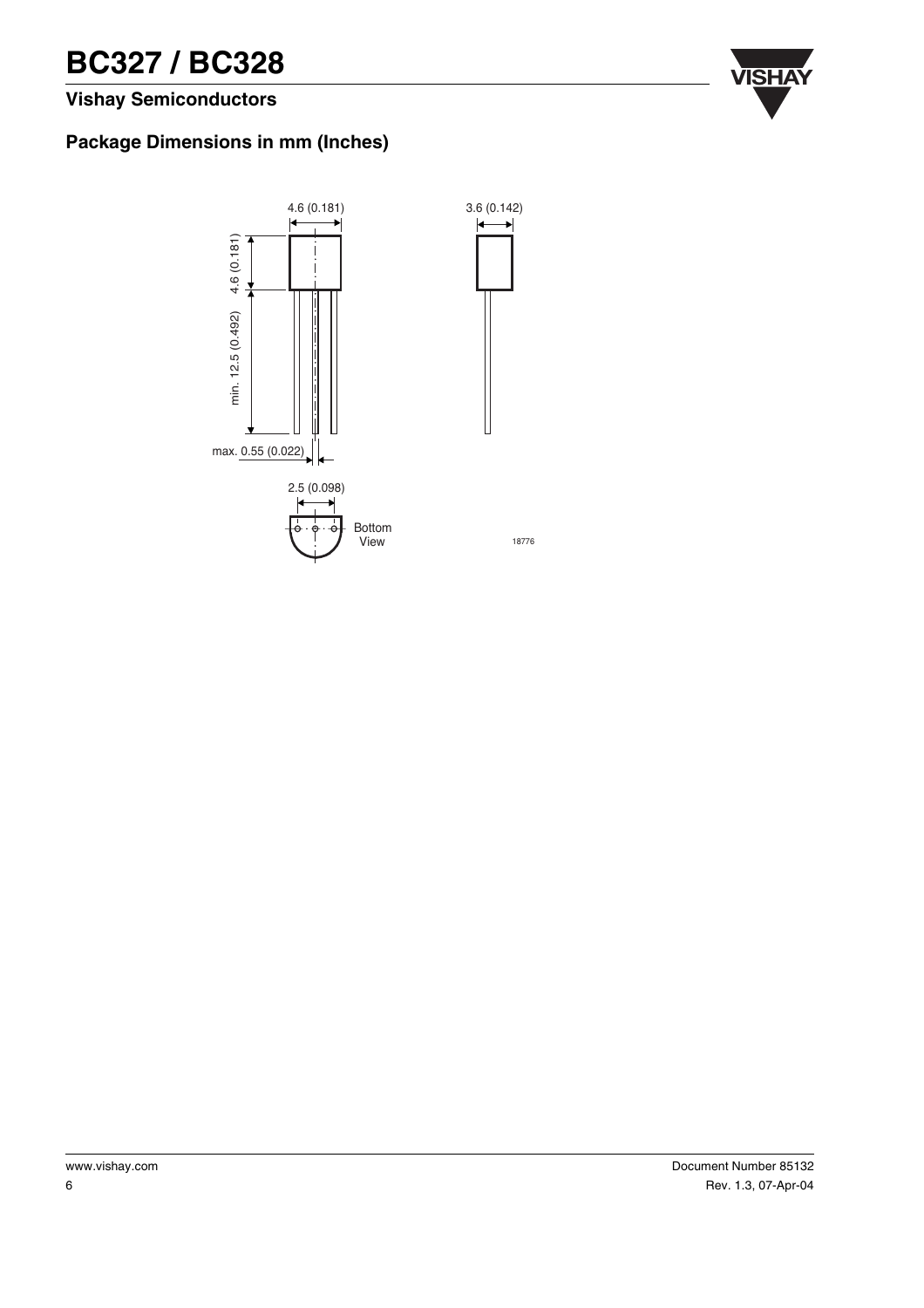## Package Dimensions in mm (Inches)

4.6 (0.181)

3.6 (0.142)

4.6 (0.181)

min. 12.5 (0.492)

max. 0.55 (0.022)

2.5 (0.098)

Bottom View

18776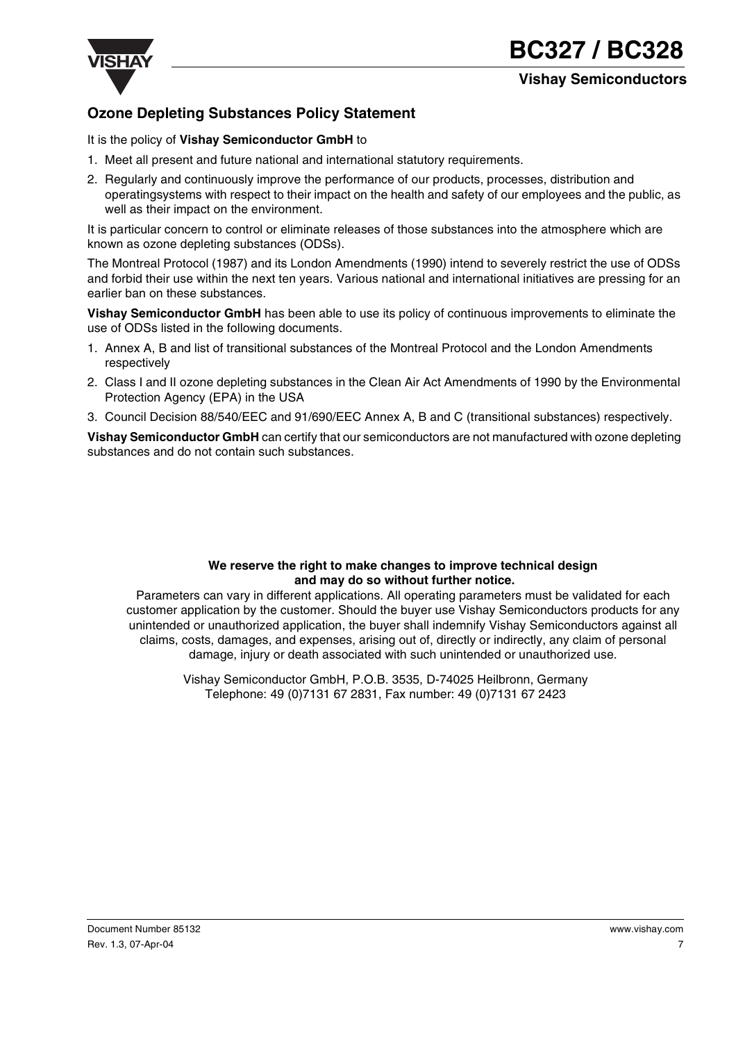## Ozone Depleting Substances Policy Statement

It is the policy of **Vishay Semiconductor GmbH** to

1. Meet all present and future national and international statutory requirements.
2. Regularly and continuously improve the performance of our products, processes, distribution and operatingsystems with respect to their impact on the health and safety of our employees and the public, as well as their impact on the environment.

It is particular concern to control or eliminate releases of those substances into the atmosphere which are known as ozone depleting substances (ODSs).

The Montreal Protocol (1987) and its London Amendments (1990) intend to severely restrict the use of ODSs and forbid their use within the next ten years. Various national and international initiatives are pressing for an earlier ban on these substances.

**Vishay Semiconductor GmbH** has been able to use its policy of continuous improvements to eliminate the use of ODSs listed in the following documents.

1. Annex A, B and list of transitional substances of the Montreal Protocol and the London Amendments respectively
2. Class I and II ozone depleting substances in the Clean Air Act Amendments of 1990 by the Environmental Protection Agency (EPA) in the USA
3. Council Decision 88/540/EEC and 91/690/EEC Annex A, B and C (transitional substances) respectively.

**Vishay Semiconductor GmbH** can certify that our semiconductors are not manufactured with ozone depleting substances and do not contain such substances.

**We reserve the right to make changes to improve technical design and may do so without further notice.**

Parameters can vary in different applications. All operating parameters must be validated for each customer application by the customer. Should the buyer use Vishay Semiconductors products for any unintended or unauthorized application, the buyer shall indemnify Vishay Semiconductors against all claims, costs, damages, and expenses, arising out of, directly or indirectly, any claim of personal damage, injury or death associated with such unintended or unauthorized use.

Vishay Semiconductor GmbH, P.O.B. 3535, D-74025 Heilbronn, Germany
Telephone: 49 (0)7131 67 2831, Fax number: 49 (0)7131 67 2423